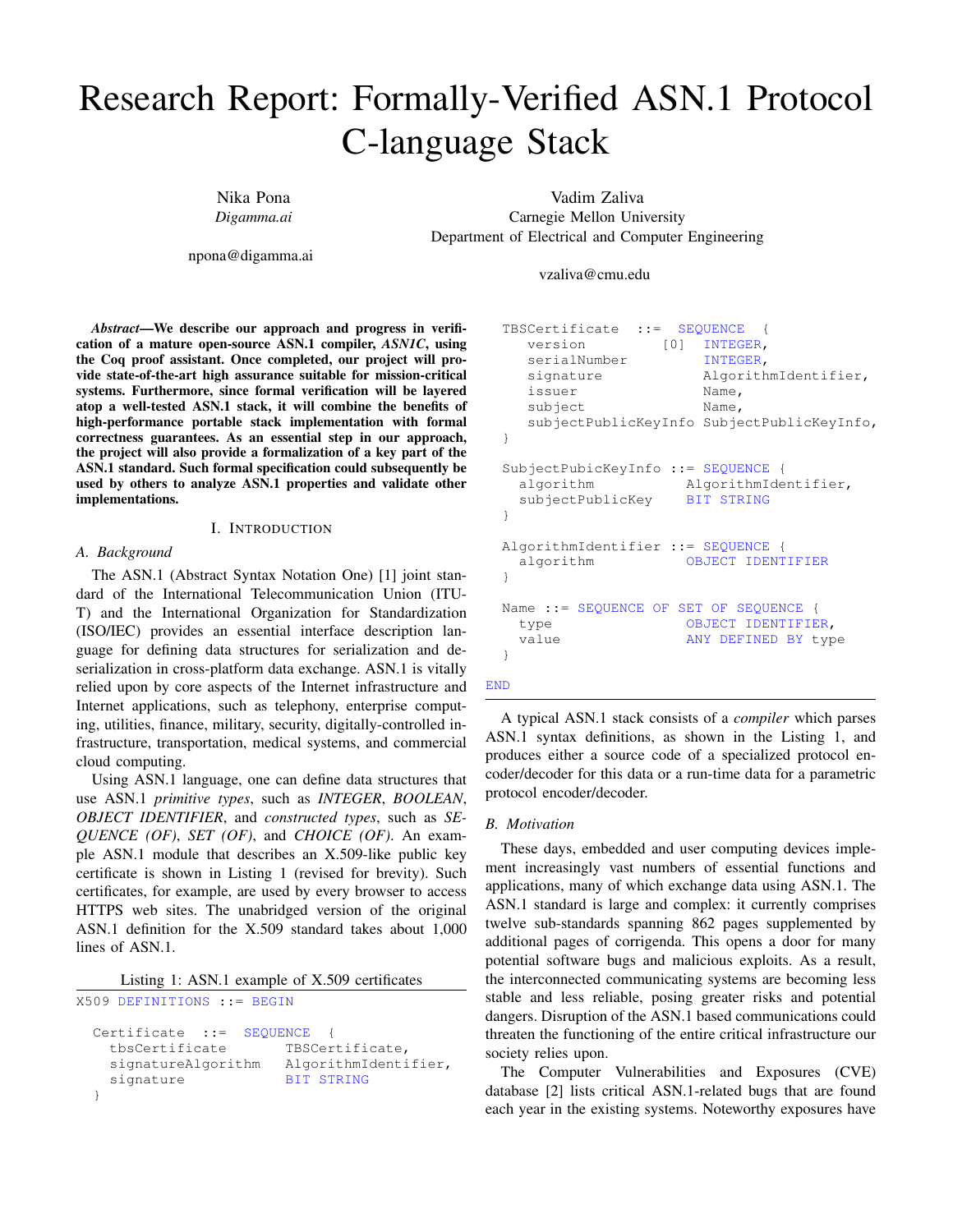# Research Report: Formally-Verified ASN.1 Protocol C-language Stack

Nika Pona
*Digamma.ai*
npona@digamma.ai

Vadim Zaliva
Carnegie Mellon University
Department of Electrical and Computer Engineering
vzaliva@cmu.edu

***Abstract*—We describe our approach and progress in verification of a mature open-source ASN.1 compiler, *ASN1C*, using the Coq proof assistant. Once completed, our project will provide state-of-the-art high assurance suitable for mission-critical systems. Furthermore, since formal verification will be layered atop a well-tested ASN.1 stack, it will combine the benefits of high-performance portable stack implementation with formal correctness guarantees. As an essential step in our approach, the project will also provide a formalization of a key part of the ASN.1 standard. Such formal specification could subsequently be used by others to analyze ASN.1 properties and validate other implementations.**

## I. Introduction

### A. Background

The ASN.1 (Abstract Syntax Notation One) [1] joint standard of the International Telecommunication Union (ITU-T) and the International Organization for Standardization (ISO/IEC) provides an essential interface description language for defining data structures for serialization and deserialization in cross-platform data exchange. ASN.1 is vitally relied upon by core aspects of the Internet infrastructure and Internet applications, such as telephony, enterprise computing, utilities, finance, military, security, digitally-controlled infrastructure, transportation, medical systems, and commercial cloud computing.

Using ASN.1 language, one can define data structures that use ASN.1 *primitive types*, such as *INTEGER*, *BOOLEAN*, *OBJECT IDENTIFIER*, and *constructed types*, such as *SEQUENCE (OF)*, *SET (OF)*, and *CHOICE (OF)*. An example ASN.1 module that describes an X.509-like public key certificate is shown in Listing 1 (revised for brevity). Such certificates, for example, are used by every browser to access HTTPS web sites. The unabridged version of the original ASN.1 definition for the X.509 standard takes about 1,000 lines of ASN.1.

Listing 1: ASN.1 example of X.509 certificates

```
X509 DEFINITIONS ::= BEGIN

  Certificate  ::=  SEQUENCE  {
    tbsCertificate       TBSCertificate,
    signatureAlgorithm   AlgorithmIdentifier,
    signature            BIT STRING
  }

  TBSCertificate  ::=  SEQUENCE  {
    version         [0]  INTEGER,
    serialNumber         INTEGER,
    signature            AlgorithmIdentifier,
    issuer               Name,
    subject              Name,
    subjectPublicKeyInfo SubjectPublicKeyInfo,
  }

  SubjectPubicKeyInfo ::= SEQUENCE {
    algorithm           AlgorithmIdentifier,
    subjectPublicKey    BIT STRING
  }

  AlgorithmIdentifier ::= SEQUENCE {
    algorithm           OBJECT IDENTIFIER
  }

  Name ::= SEQUENCE OF SET OF SEQUENCE {
    type                OBJECT IDENTIFIER,
    value               ANY DEFINED BY type
  }

END
```

A typical ASN.1 stack consists of a *compiler* which parses ASN.1 syntax definitions, as shown in the Listing 1, and produces either a source code of a specialized protocol encoder/decoder for this data or a run-time data for a parametric protocol encoder/decoder.

### B. Motivation

These days, embedded and user computing devices implement increasingly vast numbers of essential functions and applications, many of which exchange data using ASN.1. The ASN.1 standard is large and complex: it currently comprises twelve sub-standards spanning 862 pages supplemented by additional pages of corrigenda. This opens a door for many potential software bugs and malicious exploits. As a result, the interconnected communicating systems are becoming less stable and less reliable, posing greater risks and potential dangers. Disruption of the ASN.1 based communications could threaten the functioning of the entire critical infrastructure our society relies upon.

The Computer Vulnerabilities and Exposures (CVE) database [2] lists critical ASN.1-related bugs that are found each year in the existing systems. Noteworthy exposures have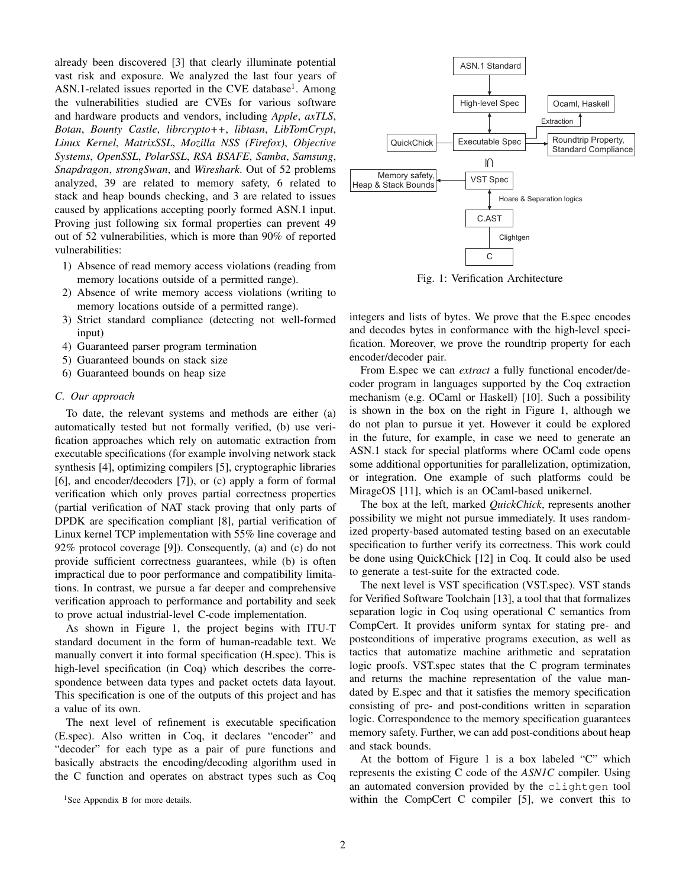already been discovered [3] that clearly illuminate potential vast risk and exposure. We analyzed the last four years of ASN.1-related issues reported in the CVE database[1]. Among the vulnerabilities studied are CVEs for various software and hardware products and vendors, including *Apple*, *axTLS*, *Botan*, *Bounty Castle*, *librcrypto++*, *libtasn*, *LibTomCrypt*, *Linux Kernel*, *MatrixSSL*, *Mozilla NSS (Firefox)*, *Objective Systems*, *OpenSSL*, *PolarSSL*, *RSA BSAFE*, *Samba*, *Samsung*, *Snapdragon*, *strongSwan*, and *Wireshark*. Out of 52 problems analyzed, 39 are related to memory safety, 6 related to stack and heap bounds checking, and 3 are related to issues caused by applications accepting poorly formed ASN.1 input. Proving just following six formal properties can prevent 49 out of 52 vulnerabilities, which is more than 90% of reported vulnerabilities:

1) Absence of read memory access violations (reading from memory locations outside of a permitted range).
2) Absence of write memory access violations (writing to memory locations outside of a permitted range).
3) Strict standard compliance (detecting not well-formed input)
4) Guaranteed parser program termination
5) Guaranteed bounds on stack size
6) Guaranteed bounds on heap size

### C. Our approach

To date, the relevant systems and methods are either (a) automatically tested but not formally verified, (b) use verification approaches which rely on automatic extraction from executable specifications (for example involving network stack synthesis [4], optimizing compilers [5], cryptographic libraries [6], and encoder/decoders [7]), or (c) apply a form of formal verification which only proves partial correctness properties (partial verification of NAT stack proving that only parts of DPDK are specification compliant [8], partial verification of Linux kernel TCP implementation with 55% line coverage and 92% protocol coverage [9]). Consequently, (a) and (c) do not provide sufficient correctness guarantees, while (b) is often impractical due to poor performance and compatibility limitations. In contrast, we pursue a far deeper and comprehensive verification approach to performance and portability and seek to prove actual industrial-level C-code implementation.

As shown in Figure 1, the project begins with ITU-T standard document in the form of human-readable text. We manually convert it into formal specification (H.spec). This is high-level specification (in Coq) which describes the correspondence between data types and packet octets data layout. This specification is one of the outputs of this project and has a value of its own.

The next level of refinement is executable specification (E.spec). Also written in Coq, it declares "encoder" and "decoder" for each type as a pair of pure functions and basically abstracts the encoding/decoding algorithm used in the C function and operates on abstract types such as Coq integers and lists of bytes. We prove that the E.spec encodes and decodes bytes in conformance with the high-level specification. Moreover, we prove the roundtrip property for each encoder/decoder pair.

Fig. 1: Verification Architecture

From E.spec we can *extract* a fully functional encoder/decoder program in languages supported by the Coq extraction mechanism (e.g. OCaml or Haskell) [10]. Such a possibility is shown in the box on the right in Figure 1, although we do not plan to pursue it yet. However it could be explored in the future, for example, in case we need to generate an ASN.1 stack for special platforms where OCaml code opens some additional opportunities for parallelization, optimization, or integration. One example of such platforms could be MirageOS [11], which is an OCaml-based unikernel.

The box at the left, marked *QuickChick*, represents another possibility we might not pursue immediately. It uses randomized property-based automated testing based on an executable specification to further verify its correctness. This work could be done using QuickChick [12] in Coq. It could also be used to generate a test-suite for the extracted code.

The next level is VST specification (VST.spec). VST stands for Verified Software Toolchain [13], a tool that that formalizes separation logic in Coq using operational C semantics from CompCert. It provides uniform syntax for stating pre- and postconditions of imperative programs execution, as well as tactics that automatize machine arithmetic and sepratation logic proofs. VST.spec states that the C program terminates and returns the machine representation of the value mandated by E.spec and that it satisfies the memory specification consisting of pre- and post-conditions written in separation logic. Correspondence to the memory specification guarantees memory safety. Further, we can add post-conditions about heap and stack bounds.

At the bottom of Figure 1 is a box labeled "C" which represents the existing C code of the *ASN1C* compiler. Using an automated conversion provided by the `clightgen` tool within the CompCert C compiler [5], we convert this to

[1]See Appendix B for more details.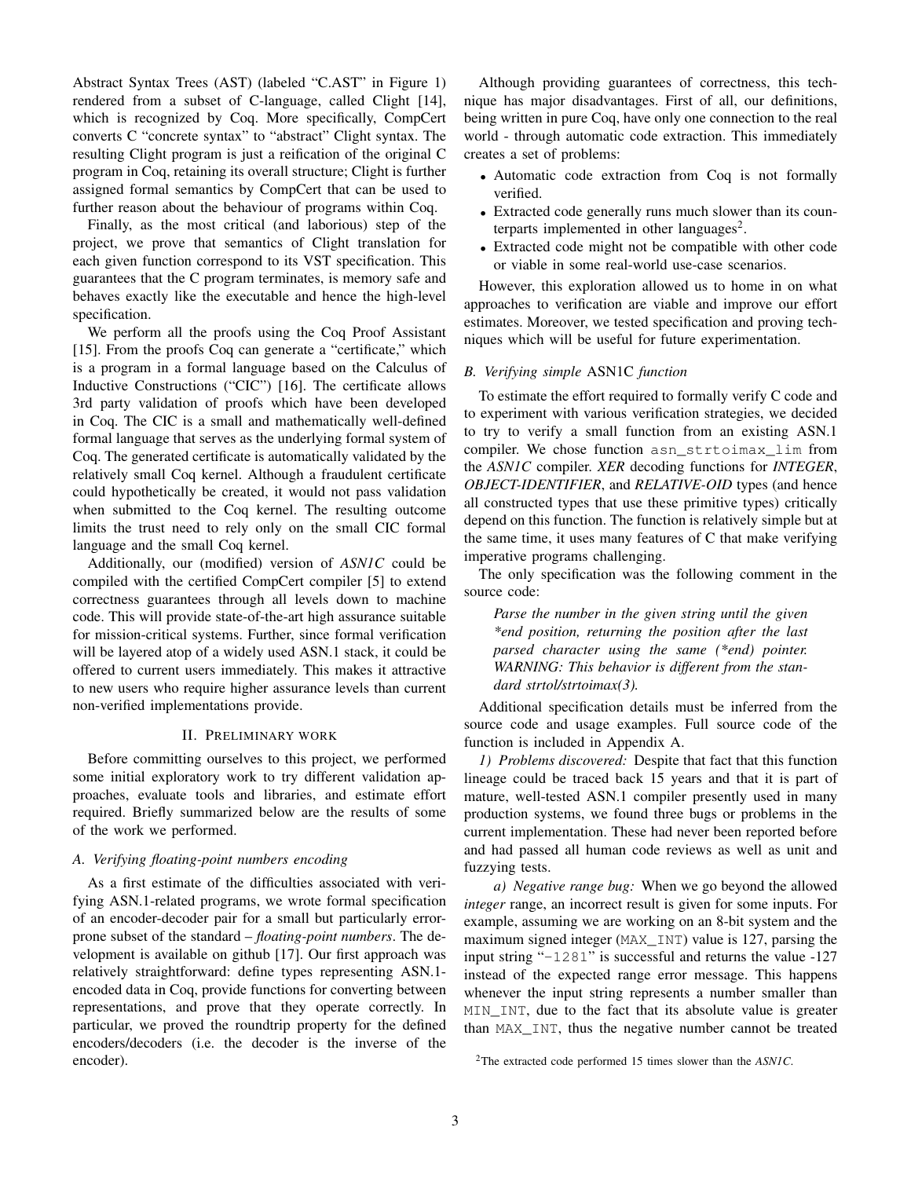Abstract Syntax Trees (AST) (labeled "C.AST" in Figure 1) rendered from a subset of C-language, called Clight [14], which is recognized by Coq. More specifically, CompCert converts C "concrete syntax" to "abstract" Clight syntax. The resulting Clight program is just a reification of the original C program in Coq, retaining its overall structure; Clight is further assigned formal semantics by CompCert that can be used to further reason about the behaviour of programs within Coq.

Finally, as the most critical (and laborious) step of the project, we prove that semantics of Clight translation for each given function correspond to its VST specification. This guarantees that the C program terminates, is memory safe and behaves exactly like the executable and hence the high-level specification.

We perform all the proofs using the Coq Proof Assistant [15]. From the proofs Coq can generate a "certificate," which is a program in a formal language based on the Calculus of Inductive Constructions ("CIC") [16]. The certificate allows 3rd party validation of proofs which have been developed in Coq. The CIC is a small and mathematically well-defined formal language that serves as the underlying formal system of Coq. The generated certificate is automatically validated by the relatively small Coq kernel. Although a fraudulent certificate could hypothetically be created, it would not pass validation when submitted to the Coq kernel. The resulting outcome limits the trust need to rely only on the small CIC formal language and the small Coq kernel.

Additionally, our (modified) version of *ASN1C* could be compiled with the certified CompCert compiler [5] to extend correctness guarantees through all levels down to machine code. This will provide state-of-the-art high assurance suitable for mission-critical systems. Further, since formal verification will be layered atop of a widely used ASN.1 stack, it could be offered to current users immediately. This makes it attractive to new users who require higher assurance levels than current non-verified implementations provide.

## II. Preliminary work

Before committing ourselves to this project, we performed some initial exploratory work to try different validation approaches, evaluate tools and libraries, and estimate effort required. Briefly summarized below are the results of some of the work we performed.

### A. Verifying floating-point numbers encoding

As a first estimate of the difficulties associated with verifying ASN.1-related programs, we wrote formal specification of an encoder-decoder pair for a small but particularly error-prone subset of the standard – *floating-point numbers*. The development is available on github [17]. Our first approach was relatively straightforward: define types representing ASN.1-encoded data in Coq, provide functions for converting between representations, and prove that they operate correctly. In particular, we proved the roundtrip property for the defined encoders/decoders (i.e. the decoder is the inverse of the encoder).

Although providing guarantees of correctness, this technique has major disadvantages. First of all, our definitions, being written in pure Coq, have only one connection to the real world - through automatic code extraction. This immediately creates a set of problems:

- Automatic code extraction from Coq is not formally verified.
- Extracted code generally runs much slower than its counterparts implemented in other languages[2].
- Extracted code might not be compatible with other code or viable in some real-world use-case scenarios.

However, this exploration allowed us to home in on what approaches to verification are viable and improve our effort estimates. Moreover, we tested specification and proving techniques which will be useful for future experimentation.

### B. Verifying simple ASN1C function

To estimate the effort required to formally verify C code and to experiment with various verification strategies, we decided to try to verify a small function from an existing ASN.1 compiler. We chose function `asn_strtoimax_lim` from the *ASN1C* compiler. *XER* decoding functions for *INTEGER*, *OBJECT-IDENTIFIER*, and *RELATIVE-OID* types (and hence all constructed types that use these primitive types) critically depend on this function. The function is relatively simple but at the same time, it uses many features of C that make verifying imperative programs challenging.

The only specification was the following comment in the source code:

> *Parse the number in the given string until the given \*end position, returning the position after the last parsed character using the same (\*end) pointer. WARNING: This behavior is different from the standard strtol/strtoimax(3).*

Additional specification details must be inferred from the source code and usage examples. Full source code of the function is included in Appendix A.

*1) Problems discovered:* Despite that fact that this function lineage could be traced back 15 years and that it is part of mature, well-tested ASN.1 compiler presently used in many production systems, we found three bugs or problems in the current implementation. These had never been reported before and had passed all human code reviews as well as unit and fuzzying tests.

*a) Negative range bug:* When we go beyond the allowed *integer* range, an incorrect result is given for some inputs. For example, assuming we are working on an 8-bit system and the maximum signed integer (`MAX_INT`) value is 127, parsing the input string "`-1281`" is successful and returns the value -127 instead of the expected range error message. This happens whenever the input string represents a number smaller than `MIN_INT`, due to the fact that its absolute value is greater than `MAX_INT`, thus the negative number cannot be treated

[2] The extracted code performed 15 times slower than the *ASN1C*.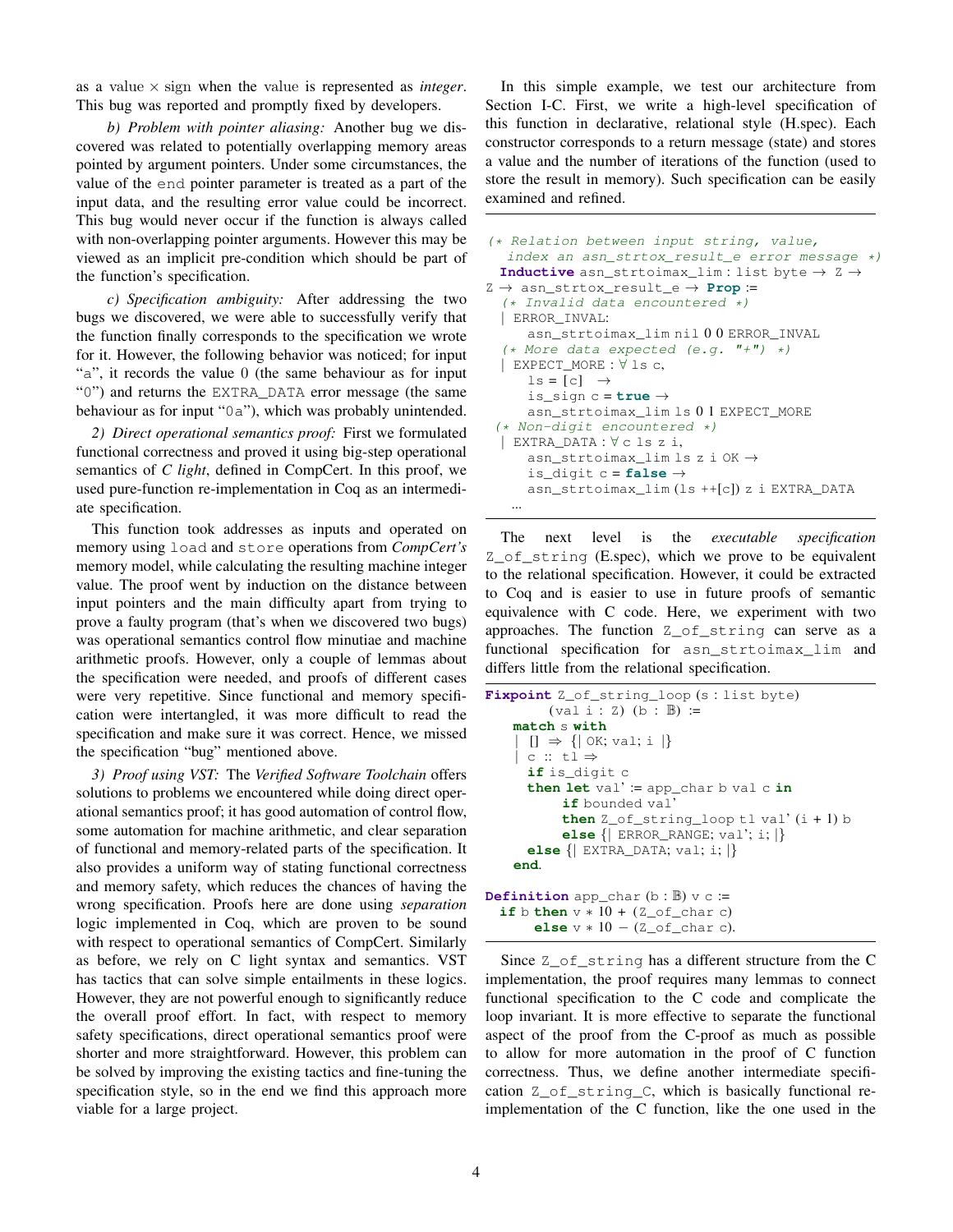as a value × sign when the value is represented as *integer*. This bug was reported and promptly fixed by developers.

*b) Problem with pointer aliasing:* Another bug we discovered was related to potentially overlapping memory areas pointed by argument pointers. Under some circumstances, the value of the `end` pointer parameter is treated as a part of the input data, and the resulting error value could be incorrect. This bug would never occur if the function is always called with non-overlapping pointer arguments. However this may be viewed as an implicit pre-condition which should be part of the function's specification.

*c) Specification ambiguity:* After addressing the two bugs we discovered, we were able to successfully verify that the function finally corresponds to the specification we wrote for it. However, the following behavior was noticed; for input "a", it records the value 0 (the same behaviour as for input "0") and returns the `EXTRA_DATA` error message (the same behaviour as for input "0a"), which was probably unintended.

*2) Direct operational semantics proof:* First we formulated functional correctness and proved it using big-step operational semantics of *C light*, defined in CompCert. In this proof, we used pure-function re-implementation in Coq as an intermediate specification.

This function took addresses as inputs and operated on memory using `load` and `store` operations from *CompCert's* memory model, while calculating the resulting machine integer value. The proof went by induction on the distance between input pointers and the main difficulty apart from trying to prove a faulty program (that's when we discovered two bugs) was operational semantics control flow minutiae and machine arithmetic proofs. However, only a couple of lemmas about the specification were needed, and proofs of different cases were very repetitive. Since functional and memory specification were intertangled, it was more difficult to read the specification and make sure it was correct. Hence, we missed the specification "bug" mentioned above.

*3) Proof using VST:* The *Verified Software Toolchain* offers solutions to problems we encountered while doing direct operational semantics proof; it has good automation of control flow, some automation for machine arithmetic, and clear separation of functional and memory-related parts of the specification. It also provides a uniform way of stating functional correctness and memory safety, which reduces the chances of having the wrong specification. Proofs here are done using *separation* logic implemented in Coq, which are proven to be sound with respect to operational semantics of CompCert. Similarly as before, we rely on C light syntax and semantics. VST has tactics that can solve simple entailments in these logics. However, they are not powerful enough to significantly reduce the overall proof effort. In fact, with respect to memory safety specifications, direct operational semantics proof were shorter and more straightforward. However, this problem can be solved by improving the existing tactics and fine-tuning the specification style, so in the end we find this approach more viable for a large project.

In this simple example, we test our architecture from Section I-C. First, we write a high-level specification of this function in declarative, relational style (H.spec). Each constructor corresponds to a return message (state) and stores a value and the number of iterations of the function (used to store the result in memory). Such specification can be easily examined and refined.

```
(* Relation between input string, value,
   index an asn_strtox_result_e error message *)
 Inductive asn_strtoimax_lim : list byte → Z →
Z → asn_strtox_result_e → Prop :=
  (* Invalid data encountered *)
  | ERROR_INVAL:
      asn_strtoimax_lim nil 0 0 ERROR_INVAL
  (* More data expected (e.g. "+") *)
  | EXPECT_MORE : ∀ ls c,
      ls = [c]  →
      is_sign c = true →
      asn_strtoimax_lim ls 0 1 EXPECT_MORE
 (* Non-digit encountered *)
  | EXTRA_DATA : ∀ c ls z i,
      asn_strtoimax_lim ls z i OK →
      is_digit c = false →
      asn_strtoimax_lim (ls ++[c]) z i EXTRA_DATA
    ...
```

The next level is the *executable specification* `Z_of_string` (E.spec), which we prove to be equivalent to the relational specification. However, it could be extracted to Coq and is easier to use in future proofs of semantic equivalence with C code. Here, we experiment with two approaches. The function `Z_of_string` can serve as a functional specification for `asn_strtoimax_lim` and differs little from the relational specification.

```
Fixpoint Z_of_string_loop (s : list byte)
         (val i : Z) (b : 𝔹) :=
    match s with
    | [] ⇒ {| OK; val; i |}
    | c :: tl ⇒
      if is_digit c
      then let val' := app_char b val c in
           if bounded val'
           then Z_of_string_loop tl val' (i + 1) b
           else {| ERROR_RANGE; val'; i; |}
      else {| EXTRA_DATA; val; i; |}
    end.

Definition app_char (b : 𝔹) v c :=
  if b then v * 10 + (Z_of_char c)
       else v * 10 − (Z_of_char c).
```

Since `Z_of_string` has a different structure from the C implementation, the proof requires many lemmas to connect functional specification to the C code and complicate the loop invariant. It is more effective to separate the functional aspect of the proof from the C-proof as much as possible to allow for more automation in the proof of C function correctness. Thus, we define another intermediate specification `Z_of_string_C`, which is basically functional re-implementation of the C function, like the one used in the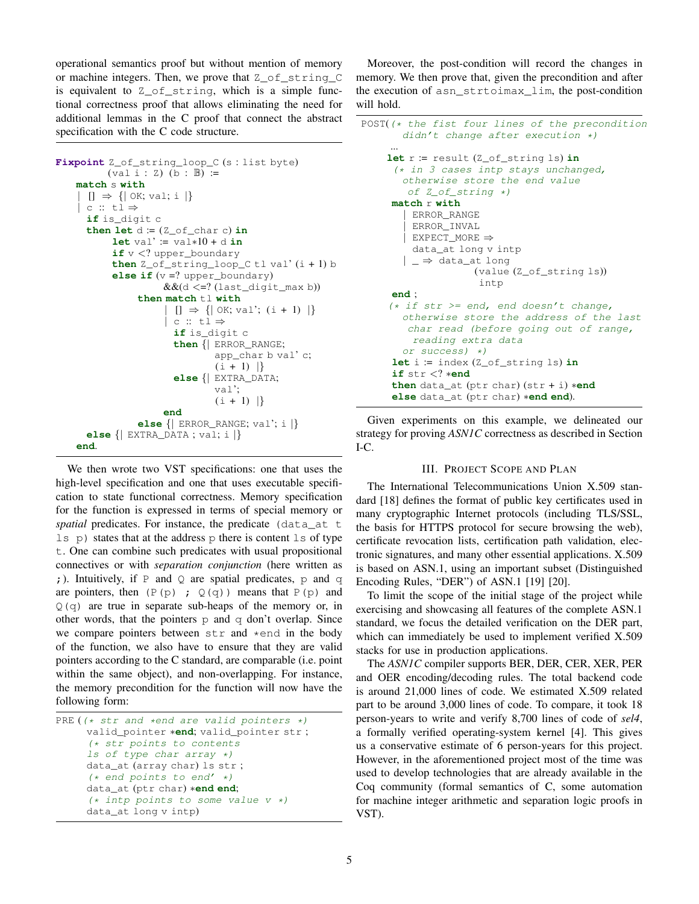operational semantics proof but without mention of memory or machine integers. Then, we prove that `Z_of_string_C` is equivalent to `Z_of_string`, which is a simple functional correctness proof that allows eliminating the need for additional lemmas in the C proof that connect the abstract specification with the C code structure.

```
Fixpoint Z_of_string_loop_C (s : list byte)
        (val i : Z) (b : B) :=
    match s with
    | [] ⇒ {| OK; val; i |}
    | c :: tl ⇒
      if is_digit c
      then let d := (Z_of_char c) in
           let val' := val*10 + d in
           if v <? upper_boundary
           then Z_of_string_loop_C tl val' (i + 1) b
           else if (v =? upper_boundary)
                   &&(d <=? (last_digit_max b))
                then match tl with
                     | [] ⇒ {| OK; val'; (i + 1) |}
                     | c :: tl ⇒
                       if is_digit c
                       then {| ERROR_RANGE;
                               app_char b val' c;
                               (i + 1) |}
                       else {| EXTRA_DATA;
                               val';
                               (i + 1) |}
                     end
                else {| ERROR_RANGE; val'; i |}
      else {| EXTRA_DATA ; val; i |}
    end.
```

We then wrote two VST specifications: one that uses the high-level specification and one that uses executable specification to state functional correctness. Memory specification for the function is expressed in terms of special memory or *spatial* predicates. For instance, the predicate `(data_at t ls p)` states that at the address `p` there is content `ls` of type `t`. One can combine such predicates with usual propositional connectives or with *separation conjunction* (here written as `;`). Intuitively, if `P` and `Q` are spatial predicates, `p` and `q` are pointers, then `(P(p) ; Q(q))` means that `P(p)` and `Q(q)` are true in separate sub-heaps of the memory or, in other words, that the pointers `p` and `q` don't overlap. Since we compare pointers between `str` and `*end` in the body of the function, we also have to ensure that they are valid pointers according to the C standard, are comparable (i.e. point within the same object), and non-overlapping. For instance, the memory precondition for the function will now have the following form:

```
PRE ((* str and *end are valid pointers *)
     valid_pointer *end; valid_pointer str ;
     (* str points to contents
     ls of type char array *)
     data_at (array char) ls str ;
     (* end points to end' *)
     data_at (ptr char) *end end;
     (* intp points to some value v *)
     data_at long v intp)
```

Moreover, the post-condition will record the changes in memory. We then prove that, given the precondition and after the execution of `asn_strtoimax_lim`, the post-condition will hold.

```
POST((* the fist four lines of the precondition
       didn't change after execution *)
      ...
     let r := result (Z_of_string ls) in
      (* in 3 cases intp stays unchanged,
        otherwise store the end value
         of Z_of_string *)
      match r with
        | ERROR_RANGE
        | ERROR_INVAL
        | EXPECT_MORE ⇒
          data_at long v intp
        | _ ⇒ data_at long
                    (value (Z_of_string ls))
                     intp
      end ;
     (* if str >= end, end doesn't change,
        otherwise store the address of the last
         char read (before going out of range,
          reading extra data
        or success) *)
      let i := index (Z_of_string ls) in
      if str <? *end
      then data_at (ptr char) (str + i) *end
      else data_at (ptr char) *end end).
```

Given experiments on this example, we delineated our strategy for proving *ASN1C* correctness as described in Section I-C.

## III. Project Scope and Plan

The International Telecommunications Union X.509 standard [18] defines the format of public key certificates used in many cryptographic Internet protocols (including TLS/SSL, the basis for HTTPS protocol for secure browsing the web), certificate revocation lists, certification path validation, electronic signatures, and many other essential applications. X.509 is based on ASN.1, using an important subset (Distinguished Encoding Rules, "DER") of ASN.1 [19] [20].

To limit the scope of the initial stage of the project while exercising and showcasing all features of the complete ASN.1 standard, we focus the detailed verification on the DER part, which can immediately be used to implement verified X.509 stacks for use in production applications.

The *ASN1C* compiler supports BER, DER, CER, XER, PER and OER encoding/decoding rules. The total backend code is around 21,000 lines of code. We estimated X.509 related part to be around 3,000 lines of code. To compare, it took 18 person-years to write and verify 8,700 lines of code of *sel4*, a formally verified operating-system kernel [4]. This gives us a conservative estimate of 6 person-years for this project. However, in the aforementioned project most of the time was used to develop technologies that are already available in the Coq community (formal semantics of C, some automation for machine integer arithmetic and separation logic proofs in VST).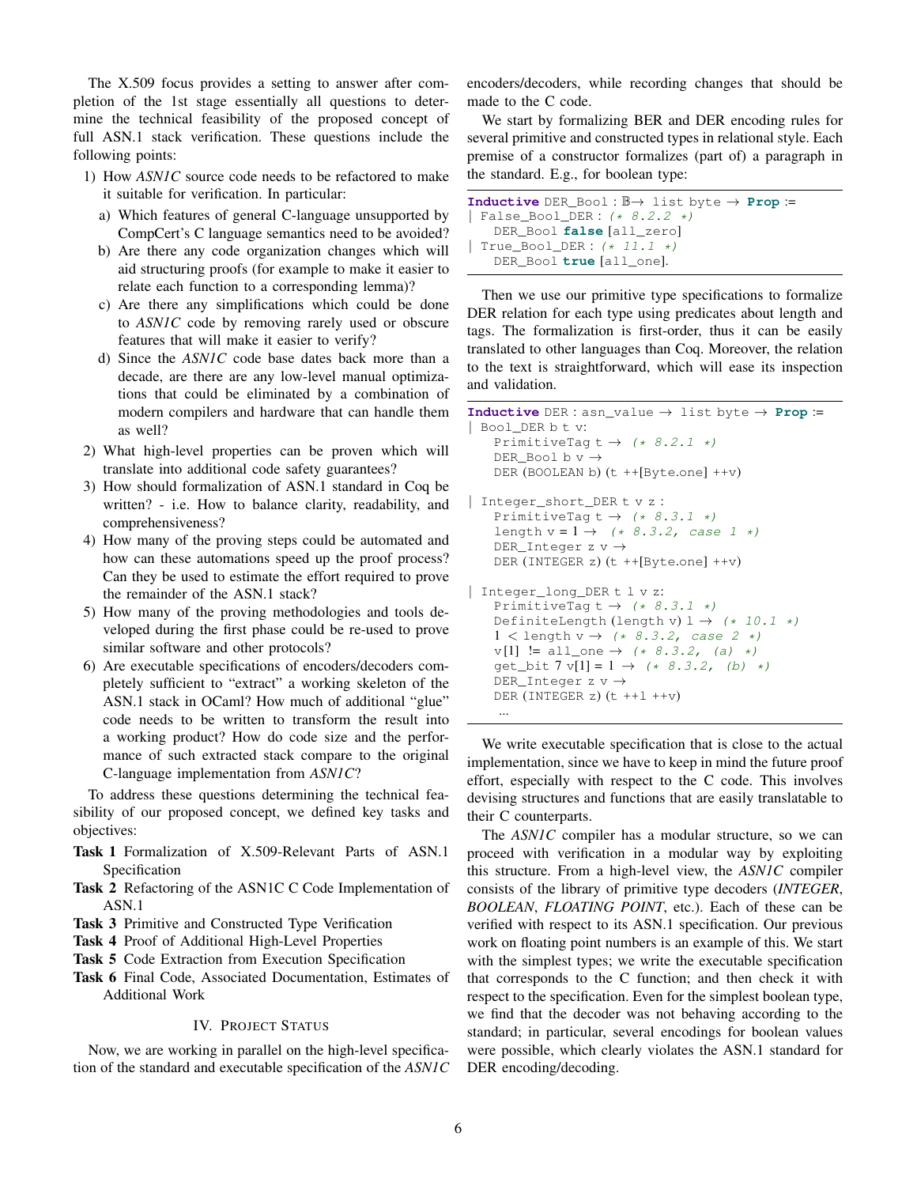The X.509 focus provides a setting to answer after completion of the 1st stage essentially all questions to determine the technical feasibility of the proposed concept of full ASN.1 stack verification. These questions include the following points:

1) How *ASN1C* source code needs to be refactored to make it suitable for verification. In particular:
   a) Which features of general C-language unsupported by CompCert's C language semantics need to be avoided?
   b) Are there any code organization changes which will aid structuring proofs (for example to make it easier to relate each function to a corresponding lemma)?
   c) Are there any simplifications which could be done to *ASN1C* code by removing rarely used or obscure features that will make it easier to verify?
   d) Since the *ASN1C* code base dates back more than a decade, are there any low-level manual optimizations that could be eliminated by a combination of modern compilers and hardware that can handle them as well?
2) What high-level properties can be proven which will translate into additional code safety guarantees?
3) How should formalization of ASN.1 standard in Coq be written? - i.e. How to balance clarity, readability, and comprehensiveness?
4) How many of the proving steps could be automated and how can these automations speed up the proof process? Can they be used to estimate the effort required to prove the remainder of the ASN.1 stack?
5) How many of the proving methodologies and tools developed during the first phase could be re-used to prove similar software and other protocols?
6) Are executable specifications of encoders/decoders completely sufficient to "extract" a working skeleton of the ASN.1 stack in OCaml? How much of additional "glue" code needs to be written to transform the result into a working product? How do code size and the performance of such extracted stack compare to the original C-language implementation from *ASN1C*?

To address these questions determining the technical feasibility of our proposed concept, we defined key tasks and objectives:

**Task 1** Formalization of X.509-Relevant Parts of ASN.1 Specification
**Task 2** Refactoring of the ASN1C C Code Implementation of ASN.1
**Task 3** Primitive and Constructed Type Verification
**Task 4** Proof of Additional High-Level Properties
**Task 5** Code Extraction from Execution Specification
**Task 6** Final Code, Associated Documentation, Estimates of Additional Work

## IV. Project Status

Now, we are working in parallel on the high-level specification of the standard and executable specification of the *ASN1C* encoders/decoders, while recording changes that should be made to the C code.

We start by formalizing BER and DER encoding rules for several primitive and constructed types in relational style. Each premise of a constructor formalizes (part of) a paragraph in the standard. E.g., for boolean type:

```
Inductive DER_Bool : 𝔹→ list byte → Prop :=
| False_Bool_DER : (* 8.2.2 *)
    DER_Bool false [all_zero]
| True_Bool_DER : (* 11.1 *)
    DER_Bool true [all_one].
```

Then we use our primitive type specifications to formalize DER relation for each type using predicates about length and tags. The formalization is first-order, thus it can be easily translated to other languages than Coq. Moreover, the relation to the text is straightforward, which will ease its inspection and validation.

```
Inductive DER : asn_value → list byte → Prop :=
| Bool_DER b t v:
    PrimitiveTag t → (* 8.2.1 *)
    DER_Bool b v →
    DER (BOOLEAN b) (t ++[Byte.one] ++v)

| Integer_short_DER t v z :
    PrimitiveTag t → (* 8.3.1 *)
    length v = 1 → (* 8.3.2, case 1 *)
    DER_Integer z v →
    DER (INTEGER z) (t ++[Byte.one] ++v)

| Integer_long_DER t l v z:
    PrimitiveTag t → (* 8.3.1 *)
    DefiniteLength (length v) l → (* 10.1 *)
    1 < length v → (* 8.3.2, case 2 *)
    v[1] != all_one → (* 8.3.2, (a) *)
    get_bit 7 v[1] = 1 → (* 8.3.2, (b) *)
    DER_Integer z v →
    DER (INTEGER z) (t ++l ++v)
    ...
```

We write executable specification that is close to the actual implementation, since we have to keep in mind the future proof effort, especially with respect to the C code. This involves devising structures and functions that are easily translatable to their C counterparts.

The *ASN1C* compiler has a modular structure, so we can proceed with verification in a modular way by exploiting this structure. From a high-level view, the *ASN1C* compiler consists of the library of primitive type decoders (*INTEGER*, *BOOLEAN*, *FLOATING POINT*, etc.). Each of these can be verified with respect to its ASN.1 specification. Our previous work on floating point numbers is an example of this. We start with the simplest types; we write the executable specification that corresponds to the C function; and then check it with respect to the specification. Even for the simplest boolean type, we find that the decoder was not behaving according to the standard; in particular, several encodings for boolean values were possible, which clearly violates the ASN.1 standard for DER encoding/decoding.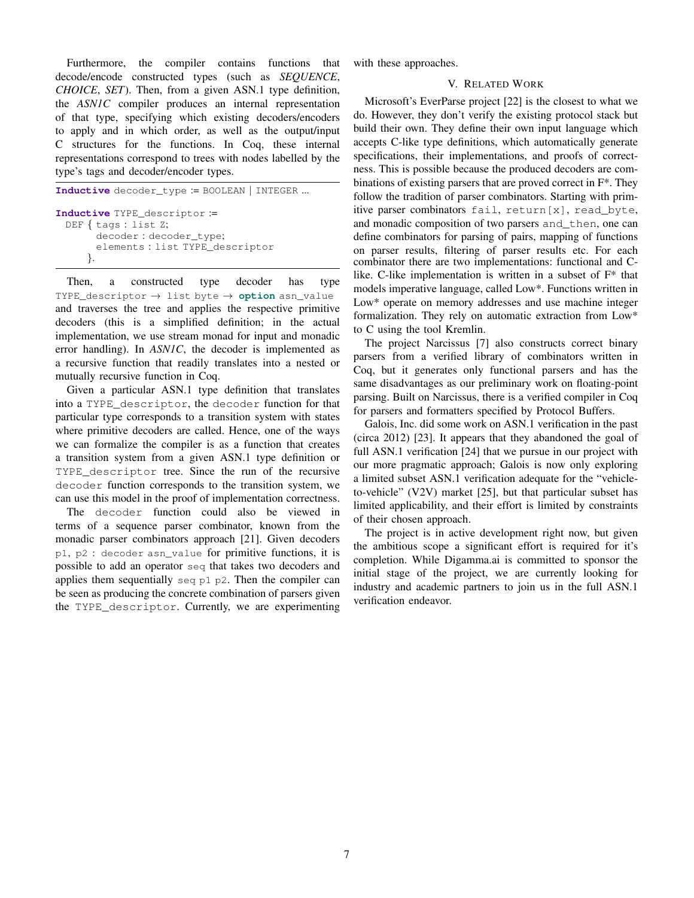Furthermore, the compiler contains functions that decode/encode constructed types (such as *SEQUENCE*, *CHOICE*, *SET*). Then, from a given ASN.1 type definition, the *ASN1C* compiler produces an internal representation of that type, specifying which existing decoders/encoders to apply and in which order, as well as the output/input C structures for the functions. In Coq, these internal representations correspond to trees with nodes labelled by the type's tags and decoder/encoder types.

```
Inductive decoder_type := BOOLEAN | INTEGER ...

Inductive TYPE_descriptor :=
  DEF { tags : list Z;
        decoder : decoder_type;
        elements : list TYPE_descriptor
      }.
```

Then, a constructed type decoder has type `TYPE_descriptor → list byte → option asn_value` and traverses the tree and applies the respective primitive decoders (this is a simplified definition; in the actual implementation, we use stream monad for input and monadic error handling). In *ASN1C*, the decoder is implemented as a recursive function that readily translates into a nested or mutually recursive function in Coq.

Given a particular ASN.1 type definition that translates into a `TYPE_descriptor`, the `decoder` function for that particular type corresponds to a transition system with states where primitive decoders are called. Hence, one of the ways we can formalize the compiler is as a function that creates a transition system from a given ASN.1 type definition or `TYPE_descriptor` tree. Since the run of the recursive `decoder` function corresponds to the transition system, we can use this model in the proof of implementation correctness.

The `decoder` function could also be viewed in terms of a sequence parser combinator, known from the monadic parser combinators approach [21]. Given decoders `p1, p2 : decoder asn_value` for primitive functions, it is possible to add an operator `seq` that takes two decoders and applies them sequentially `seq p1 p2`. Then the compiler can be seen as producing the concrete combination of parsers given the `TYPE_descriptor`. Currently, we are experimenting with these approaches.

## V. Related Work

Microsoft's EverParse project [22] is the closest to what we do. However, they don't verify the existing protocol stack but build their own. They define their own input language which accepts C-like type definitions, which automatically generate specifications, their implementations, and proofs of correctness. This is possible because the produced decoders are combinations of existing parsers that are proved correct in F*. They follow the tradition of parser combinators. Starting with primitive parser combinators `fail`, `return[x]`, `read_byte`, and monadic composition of two parsers `and_then`, one can define combinators for parsing of pairs, mapping of functions on parser results, filtering of parser results etc. For each combinator there are two implementations: functional and C-like. C-like implementation is written in a subset of F* that models imperative language, called Low*. Functions written in Low* operate on memory addresses and use machine integer formalization. They rely on automatic extraction from Low* to C using the tool Kremlin.

The project Narcissus [7] also constructs correct binary parsers from a verified library of combinators written in Coq, but it generates only functional parsers and has the same disadvantages as our preliminary work on floating-point parsing. Built on Narcissus, there is a verified compiler in Coq for parsers and formatters specified by Protocol Buffers.

Galois, Inc. did some work on ASN.1 verification in the past (circa 2012) [23]. It appears that they abandoned the goal of full ASN.1 verification [24] that we pursue in our project with our more pragmatic approach; Galois is now only exploring a limited subset ASN.1 verification adequate for the "vehicle-to-vehicle" (V2V) market [25], but that particular subset has limited applicability, and their effort is limited by constraints of their chosen approach.

The project is in active development right now, but given the ambitious scope a significant effort is required for it's completion. While Digamma.ai is committed to sponsor the initial stage of the project, we are currently looking for industry and academic partners to join us in the full ASN.1 verification endeavor.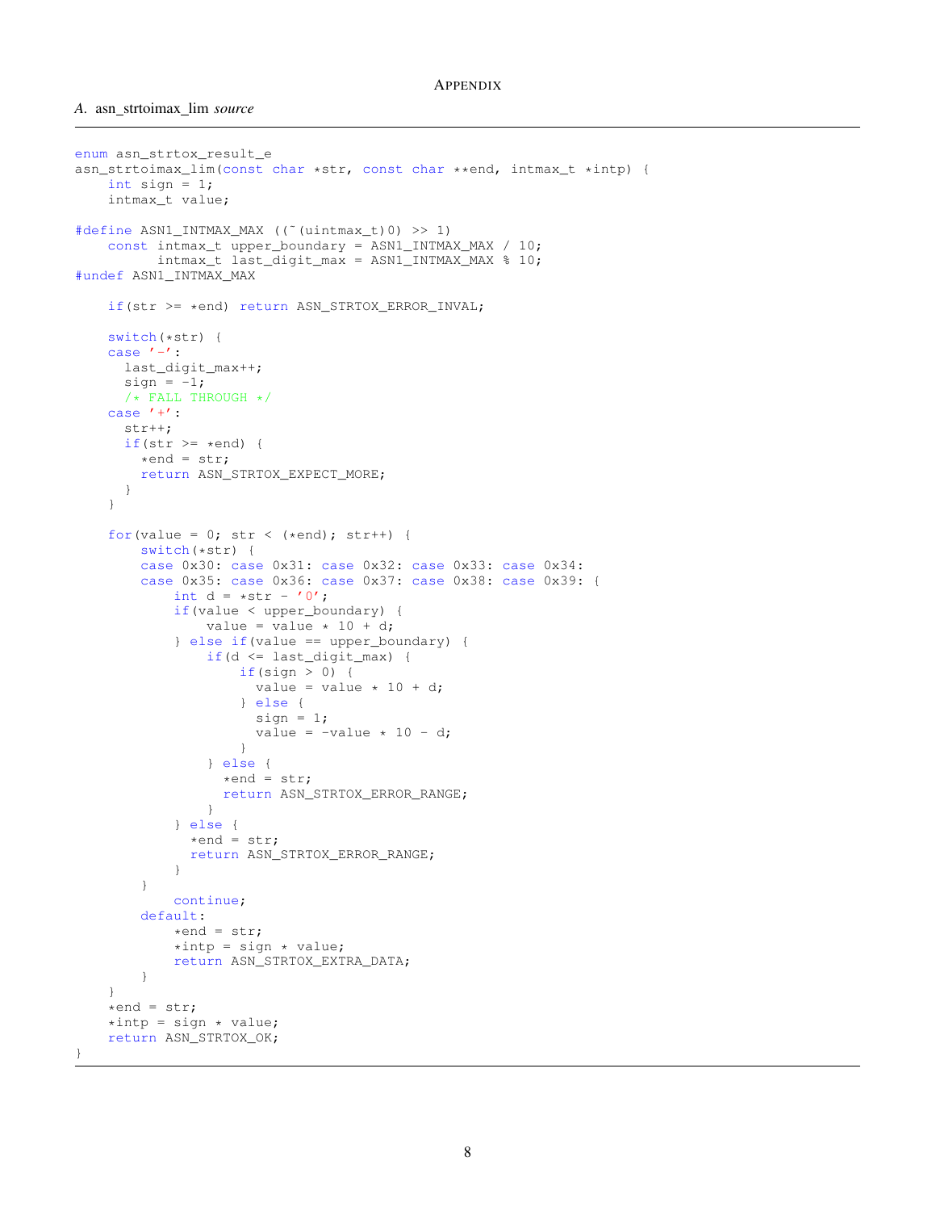# Appendix

## A. asn_strtoimax_lim *source*

```
enum asn_strtox_result_e
asn_strtoimax_lim(const char *str, const char **end, intmax_t *intp) {
    int sign = 1;
    intmax_t value;

#define ASN1_INTMAX_MAX ((~(uintmax_t)0) >> 1)
    const intmax_t upper_boundary = ASN1_INTMAX_MAX / 10;
          intmax_t last_digit_max = ASN1_INTMAX_MAX % 10;
#undef ASN1_INTMAX_MAX

    if(str >= *end) return ASN_STRTOX_ERROR_INVAL;

    switch(*str) {
    case '-':
      last_digit_max++;
      sign = -1;
      /* FALL THROUGH */
    case '+':
      str++;
      if(str >= *end) {
        *end = str;
        return ASN_STRTOX_EXPECT_MORE;
      }
    }

    for(value = 0; str < (*end); str++) {
        switch(*str) {
        case 0x30: case 0x31: case 0x32: case 0x33: case 0x34:
        case 0x35: case 0x36: case 0x37: case 0x38: case 0x39: {
            int d = *str - '0';
            if(value < upper_boundary) {
                value = value * 10 + d;
            } else if(value == upper_boundary) {
                if(d <= last_digit_max) {
                    if(sign > 0) {
                      value = value * 10 + d;
                    } else {
                      sign = 1;
                      value = -value * 10 - d;
                    }
                } else {
                  *end = str;
                  return ASN_STRTOX_ERROR_RANGE;
                }
            } else {
              *end = str;
              return ASN_STRTOX_ERROR_RANGE;
            }
        }
            continue;
        default:
            *end = str;
            *intp = sign * value;
            return ASN_STRTOX_EXTRA_DATA;
        }
    }
    *end = str;
    *intp = sign * value;
    return ASN_STRTOX_OK;
}
```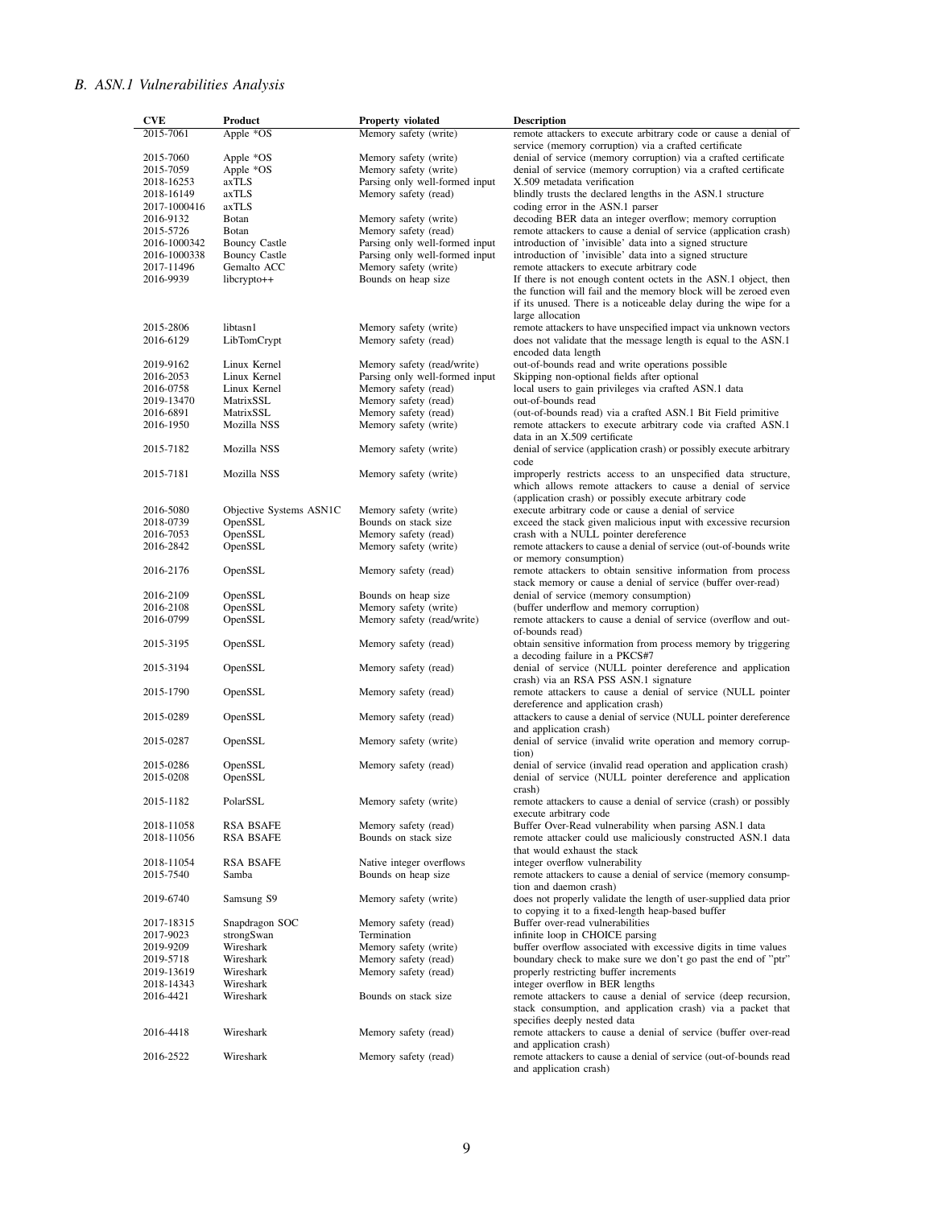### B. ASN.1 Vulnerabilities Analysis

| CVE | Product | Property violated | Description |
| --- | --- | --- | --- |
| 2015-7061 | Apple *OS | Memory safety (write) | remote attackers to execute arbitrary code or cause a denial of service (memory corruption) via a crafted certificate |
| 2015-7060 | Apple *OS | Memory safety (write) | denial of service (memory corruption) via a crafted certificate |
| 2015-7059 | Apple *OS | Memory safety (write) | denial of service (memory corruption) via a crafted certificate |
| 2018-16253 | axTLS | Parsing only well-formed input | X.509 metadata verification |
| 2018-16149 | axTLS | Memory safety (read) | blindly trusts the declared lengths in the ASN.1 structure |
| 2017-1000416 | axTLS | | coding error in the ASN.1 parser |
| 2016-9132 | Botan | Memory safety (write) | decoding BER data an integer overflow; memory corruption |
| 2015-5726 | Botan | Memory safety (read) | remote attackers to cause a denial of service (application crash) |
| 2016-1000342 | Bouncy Castle | Parsing only well-formed input | introduction of 'invisible' data into a signed structure |
| 2016-1000338 | Bouncy Castle | Parsing only well-formed input | introduction of 'invisible' data into a signed structure |
| 2017-11496 | Gemalto ACC | Memory safety (write) | remote attackers to execute arbitrary code |
| 2016-9939 | libcrypto++ | Bounds on heap size | If there is not enough content octets in the ASN.1 object, then the function will fail and the memory block will be zeroed even if its unused. There is a noticeable delay during the wipe for a large allocation |
| 2015-2806 | libtasn1 | Memory safety (write) | remote attackers to have unspecified impact via unknown vectors |
| 2016-6129 | LibTomCrypt | Memory safety (read) | does not validate that the message length is equal to the ASN.1 encoded data length |
| 2019-9162 | Linux Kernel | Memory safety (read/write) | out-of-bounds read and write operations possible |
| 2016-2053 | Linux Kernel | Parsing only well-formed input | Skipping non-optional fields after optional |
| 2016-0758 | Linux Kernel | Memory safety (read) | local users to gain privileges via crafted ASN.1 data |
| 2019-13470 | MatrixSSL | Memory safety (read) | out-of-bounds read |
| 2016-6891 | MatrixSSL | Memory safety (read) | (out-of-bounds read) via a crafted ASN.1 Bit Field primitive |
| 2016-1950 | Mozilla NSS | Memory safety (write) | remote attackers to execute arbitrary code via crafted ASN.1 data in an X.509 certificate |
| 2015-7182 | Mozilla NSS | Memory safety (write) | denial of service (application crash) or possibly execute arbitrary code |
| 2015-7181 | Mozilla NSS | Memory safety (write) | improperly restricts access to an unspecified data structure, which allows remote attackers to cause a denial of service (application crash) or possibly execute arbitrary code |
| 2016-5080 | Objective Systems ASN1C | Memory safety (write) | execute arbitrary code or cause a denial of service |
| 2018-0739 | OpenSSL | Bounds on stack size | exceed the stack given malicious input with excessive recursion |
| 2016-7053 | OpenSSL | Memory safety (read) | crash with a NULL pointer dereference |
| 2016-2842 | OpenSSL | Memory safety (write) | remote attackers to cause a denial of service (out-of-bounds write or memory consumption) |
| 2016-2176 | OpenSSL | Memory safety (read) | remote attackers to obtain sensitive information from process stack memory or cause a denial of service (buffer over-read) |
| 2016-2109 | OpenSSL | Bounds on heap size | denial of service (memory consumption) |
| 2016-2108 | OpenSSL | Memory safety (write) | (buffer underflow and memory corruption) |
| 2016-0799 | OpenSSL | Memory safety (read/write) | remote attackers to cause a denial of service (overflow and out-of-bounds read) |
| 2015-3195 | OpenSSL | Memory safety (read) | obtain sensitive information from process memory by triggering a decoding failure in a PKCS#7 |
| 2015-3194 | OpenSSL | Memory safety (read) | denial of service (NULL pointer dereference and application crash) via an RSA PSS ASN.1 signature |
| 2015-1790 | OpenSSL | Memory safety (read) | remote attackers to cause a denial of service (NULL pointer dereference and application crash) |
| 2015-0289 | OpenSSL | Memory safety (read) | attackers to cause a denial of service (NULL pointer dereference and application crash) |
| 2015-0287 | OpenSSL | Memory safety (write) | denial of service (invalid write operation and memory corruption) |
| 2015-0286 | OpenSSL | Memory safety (read) | denial of service (invalid read operation and application crash) |
| 2015-0208 | OpenSSL | | denial of service (NULL pointer dereference and application crash) |
| 2015-1182 | PolarSSL | Memory safety (write) | remote attackers to cause a denial of service (crash) or possibly execute arbitrary code |
| 2018-11058 | RSA BSAFE | Memory safety (read) | Buffer Over-Read vulnerability when parsing ASN.1 data |
| 2018-11056 | RSA BSAFE | Bounds on stack size | remote attacker could use maliciously constructed ASN.1 data that would exhaust the stack |
| 2018-11054 | RSA BSAFE | Native integer overflows | integer overflow vulnerability |
| 2015-7540 | Samba | Bounds on heap size | remote attackers to cause a denial of service (memory consumption and daemon crash) |
| 2019-6740 | Samsung S9 | Memory safety (write) | does not properly validate the length of user-supplied data prior to copying it to a fixed-length heap-based buffer |
| 2017-18315 | Snapdragon SOC | Memory safety (read) | Buffer over-read vulnerabilities |
| 2017-9023 | strongSwan | Termination | infinite loop in CHOICE parsing |
| 2019-9209 | Wireshark | Memory safety (write) | buffer overflow associated with excessive digits in time values |
| 2019-5718 | Wireshark | Memory safety (read) | boundary check to make sure we don't go past the end of "ptr" |
| 2019-13619 | Wireshark | Memory safety (read) | properly restricting buffer increments |
| 2018-14343 | Wireshark | | integer overflow in BER lengths |
| 2016-4421 | Wireshark | Bounds on stack size | remote attackers to cause a denial of service (deep recursion, stack consumption, and application crash) via a packet that specifies deeply nested data |
| 2016-4418 | Wireshark | Memory safety (read) | remote attackers to cause a denial of service (buffer over-read and application crash) |
| 2016-2522 | Wireshark | Memory safety (read) | remote attackers to cause a denial of service (out-of-bounds read and application crash) |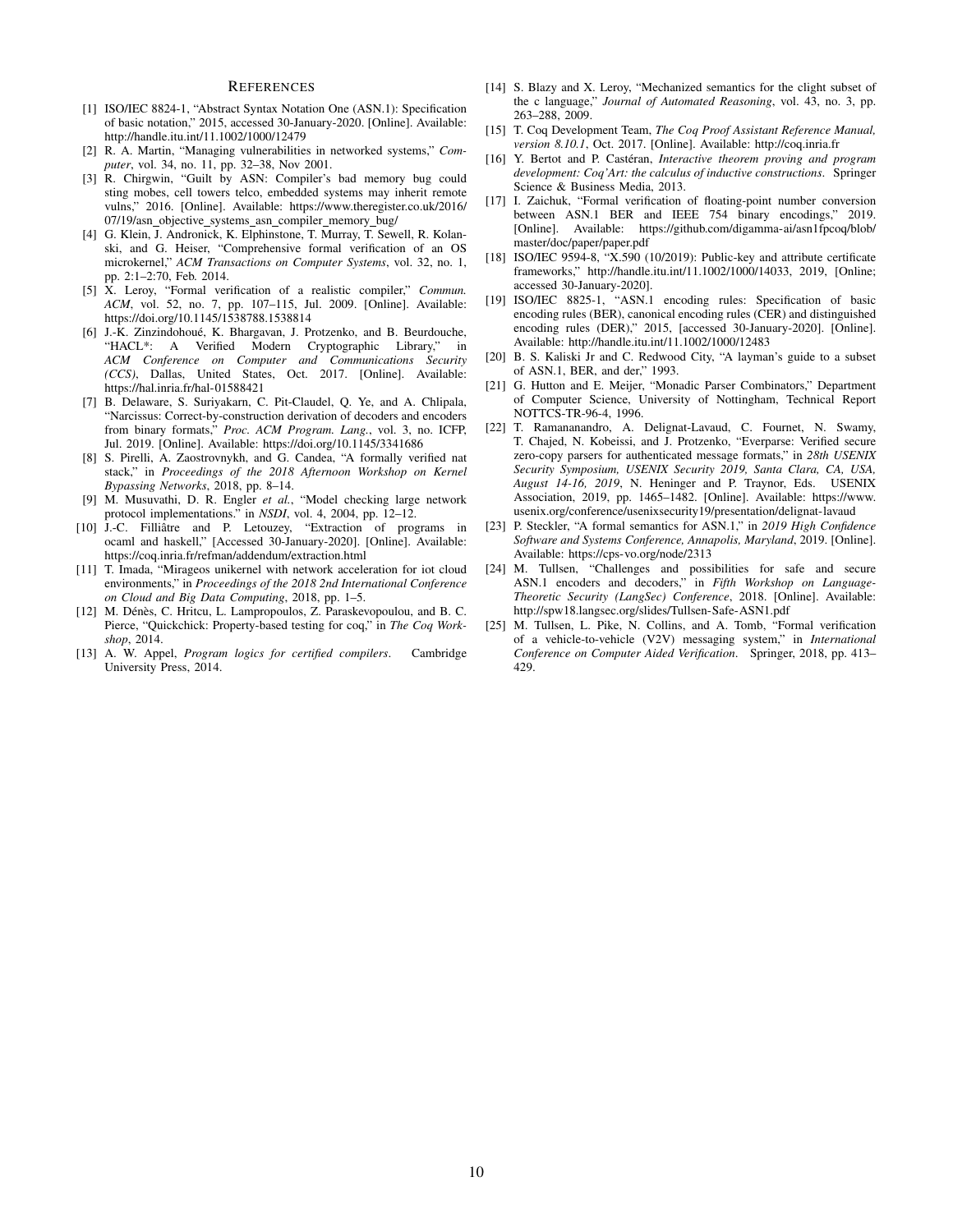## References

[1] ISO/IEC 8824-1, “Abstract Syntax Notation One (ASN.1): Specification of basic notation,” 2015, accessed 30-January-2020. [Online]. Available: http://handle.itu.int/11.1002/1000/12479

[2] R. A. Martin, “Managing vulnerabilities in networked systems,” *Computer*, vol. 34, no. 11, pp. 32–38, Nov 2001.

[3] R. Chirgwin, “Guilt by ASN: Compiler’s bad memory bug could sting mobes, cell towers telco, embedded systems may inherit remote vulns,” 2016. [Online]. Available: https://www.theregister.co.uk/2016/07/19/asn_objective_systems_asn_compiler_memory_bug/

[4] G. Klein, J. Andronick, K. Elphinstone, T. Murray, T. Sewell, R. Kolanski, and G. Heiser, “Comprehensive formal verification of an OS microkernel,” *ACM Transactions on Computer Systems*, vol. 32, no. 1, pp. 2:1–2:70, Feb. 2014.

[5] X. Leroy, “Formal verification of a realistic compiler,” *Commun. ACM*, vol. 52, no. 7, pp. 107–115, Jul. 2009. [Online]. Available: https://doi.org/10.1145/1538788.1538814

[6] J.-K. Zinzindohoué, K. Bhargavan, J. Protzenko, and B. Beurdouche, “HACL*: A Verified Modern Cryptographic Library,” in *ACM Conference on Computer and Communications Security (CCS)*, Dallas, United States, Oct. 2017. [Online]. Available: https://hal.inria.fr/hal-01588421

[7] B. Delaware, S. Suriyakarn, C. Pit-Claudel, Q. Ye, and A. Chlipala, “Narcissus: Correct-by-construction derivation of decoders and encoders from binary formats,” *Proc. ACM Program. Lang.*, vol. 3, no. ICFP, Jul. 2019. [Online]. Available: https://doi.org/10.1145/3341686

[8] S. Pirelli, A. Zaostrovnykh, and G. Candea, “A formally verified nat stack,” in *Proceedings of the 2018 Afternoon Workshop on Kernel Bypassing Networks*, 2018, pp. 8–14.

[9] M. Musuvathi, D. R. Engler *et al.*, “Model checking large network protocol implementations.” in *NSDI*, vol. 4, 2004, pp. 12–12.

[10] J.-C. Filliâtre and P. Letouzey, “Extraction of programs in ocaml and haskell,” [Accessed 30-January-2020]. [Online]. Available: https://coq.inria.fr/refman/addendum/extraction.html

[11] T. Imada, “Mirageos unikernel with network acceleration for iot cloud environments,” in *Proceedings of the 2018 2nd International Conference on Cloud and Big Data Computing*, 2018, pp. 1–5.

[12] M. Dénès, C. Hritcu, L. Lampropoulos, Z. Paraskevopoulou, and B. C. Pierce, “Quickchick: Property-based testing for coq,” in *The Coq Workshop*, 2014.

[13] A. W. Appel, *Program logics for certified compilers*. Cambridge University Press, 2014.

[14] S. Blazy and X. Leroy, “Mechanized semantics for the clight subset of the c language,” *Journal of Automated Reasoning*, vol. 43, no. 3, pp. 263–288, 2009.

[15] T. Coq Development Team, *The Coq Proof Assistant Reference Manual, version 8.10.1*, Oct. 2017. [Online]. Available: http://coq.inria.fr

[16] Y. Bertot and P. Castéran, *Interactive theorem proving and program development: Coq’Art: the calculus of inductive constructions*. Springer Science & Business Media, 2013.

[17] I. Zaichuk, “Formal verification of floating-point number conversion between ASN.1 BER and IEEE 754 binary encodings,” 2019. [Online]. Available: https://github.com/digamma-ai/asn1fpcoq/blob/master/doc/paper/paper.pdf

[18] ISO/IEC 9594-8, “X.590 (10/2019): Public-key and attribute certificate frameworks,” http://handle.itu.int/11.1002/1000/14033, 2019, [Online; accessed 30-January-2020].

[19] ISO/IEC 8825-1, “ASN.1 encoding rules: Specification of basic encoding rules (BER), canonical encoding rules (CER) and distinguished encoding rules (DER),” 2015, [accessed 30-January-2020]. [Online]. Available: http://handle.itu.int/11.1002/1000/12483

[20] B. S. Kaliski Jr and C. Redwood City, “A layman’s guide to a subset of ASN.1, BER, and der,” 1993.

[21] G. Hutton and E. Meijer, “Monadic Parser Combinators,” Department of Computer Science, University of Nottingham, Technical Report NOTTCS-TR-96-4, 1996.

[22] T. Ramananandro, A. Delignat-Lavaud, C. Fournet, N. Swamy, T. Chajed, N. Kobeissi, and J. Protzenko, “Everparse: Verified secure zero-copy parsers for authenticated message formats,” in *28th USENIX Security Symposium, USENIX Security 2019, Santa Clara, CA, USA, August 14-16, 2019*, N. Heninger and P. Traynor, Eds. USENIX Association, 2019, pp. 1465–1482. [Online]. Available: https://www.usenix.org/conference/usenixsecurity19/presentation/delignat-lavaud

[23] P. Steckler, “A formal semantics for ASN.1,” in *2019 High Confidence Software and Systems Conference, Annapolis, Maryland*, 2019. [Online]. Available: https://cps-vo.org/node/2313

[24] M. Tullsen, “Challenges and possibilities for safe and secure ASN.1 encoders and decoders,” in *Fifth Workshop on Language-Theoretic Security (LangSec) Conference*, 2018. [Online]. Available: http://spw18.langsec.org/slides/Tullsen-Safe-ASN1.pdf

[25] M. Tullsen, L. Pike, N. Collins, and A. Tomb, “Formal verification of a vehicle-to-vehicle (V2V) messaging system,” in *International Conference on Computer Aided Verification*. Springer, 2018, pp. 413–429.